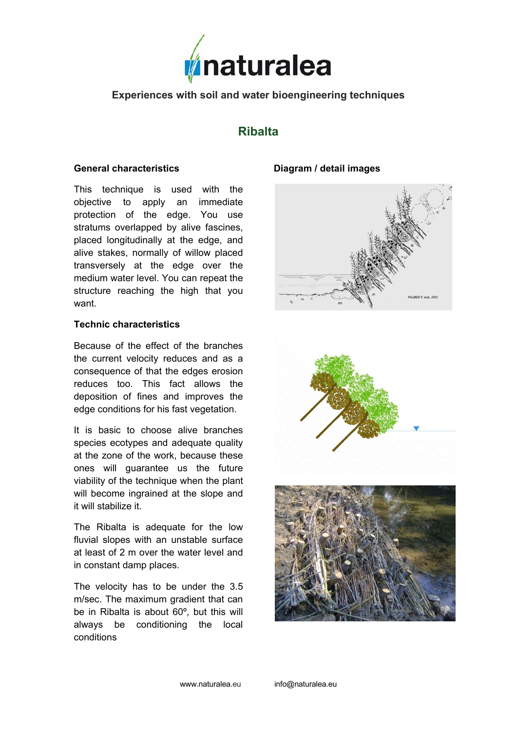naturalea

**Experiences with soil and water bioengineering techniques**

# Ribalta

## General characteristics

This technique is used with the objective to apply an immediate protection of the edge. You use stratums overlapped by alive fascines, placed longitudinally at the edge, and alive stakes, normally of willow placed transversely at the edge over the medium water level. You can repeat the structure reaching the high that you want.

## Technic characteristics

Because of the effect of the branches the current velocity reduces and as a consequence of that the edges erosion reduces too. This fact allows the deposition of fines and improves the edge conditions for his fast vegetation.

It is basic to choose alive branches species ecotypes and adequate quality at the zone of the work, because these ones will guarantee us the future viability of the technique when the plant will become ingrained at the slope and it will stabilize it.

The Ribalta is adequate for the low fluvial slopes with an unstable surface at least of 2 m over the water level and in constant damp places.

The velocity has to be under the 3.5 m/sec. The maximum gradient that can be in Ribalta is about 60º, but this will always be conditioning the local conditions

## Diagram / detail images

PALMERI F. et al., 2003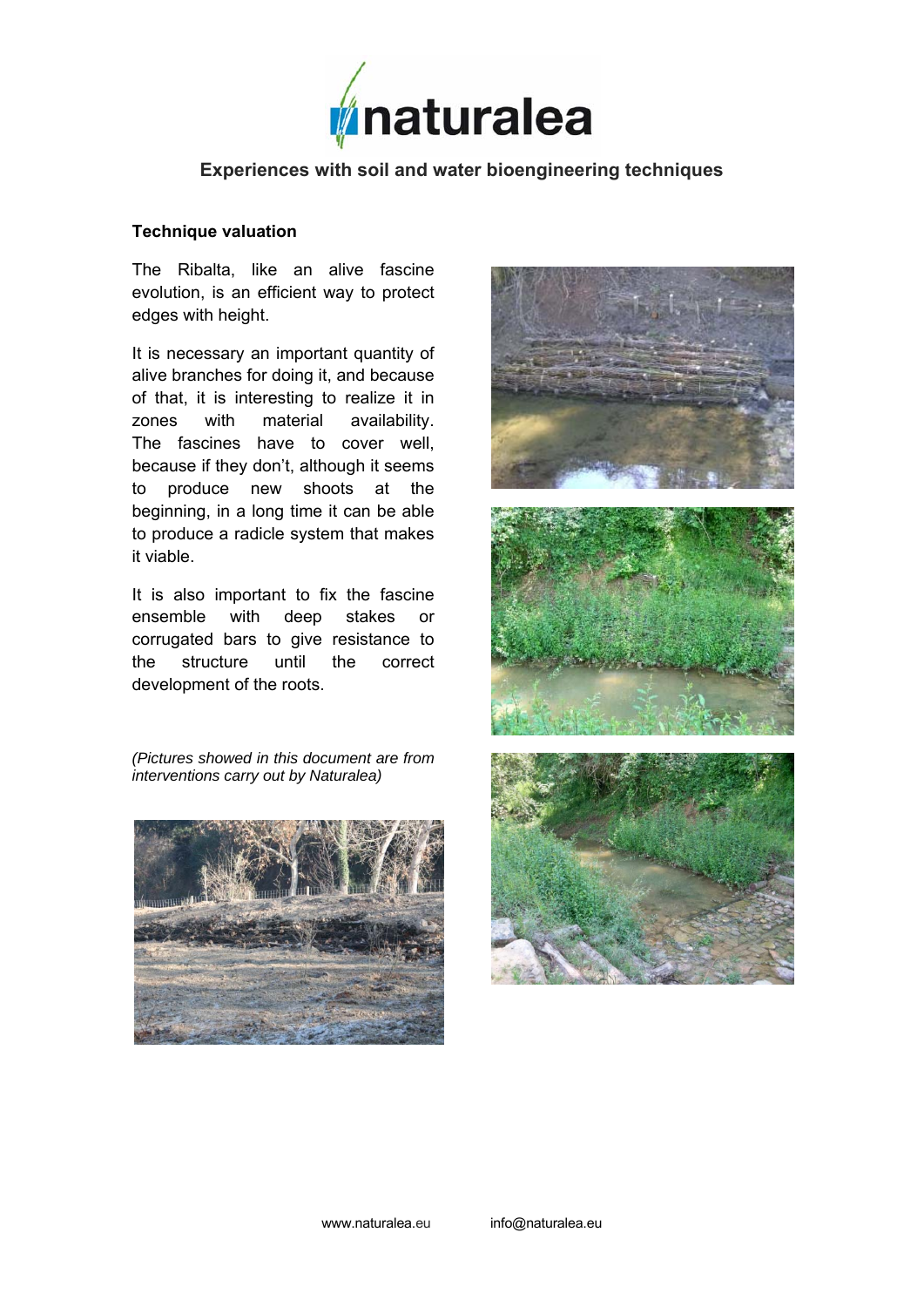## Technique valuation

The Ribalta, like an alive fascine evolution, is an efficient way to protect edges with height.

It is necessary an important quantity of alive branches for doing it, and because of that, it is interesting to realize it in zones with material availability. The fascines have to cover well, because if they don't, although it seems to produce new shoots at the beginning, in a long time it can be able to produce a radicle system that makes it viable.

It is also important to fix the fascine ensemble with deep stakes or corrugated bars to give resistance to the structure until the correct development of the roots.

*(Pictures showed in this document are from interventions carry out by Naturalea)*